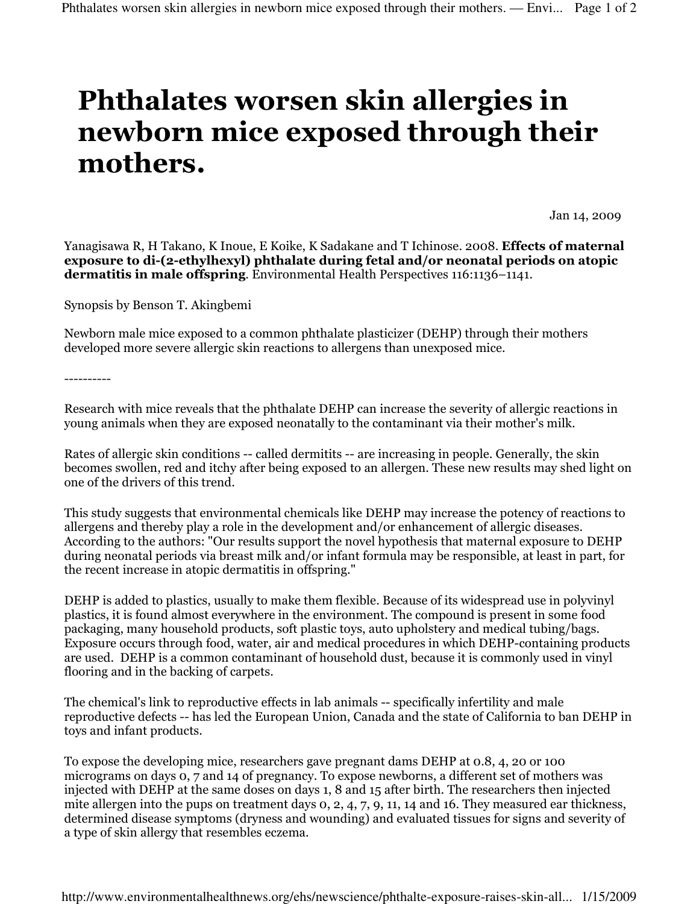# Phthalates worsen skin allergies in newborn mice exposed through their mothers.

Jan 14, 2009

Yanagisawa R, H Takano, K Inoue, E Koike, K Sadakane and T Ichinose. 2008. **Effects of maternal exposure to di-(2-ethylhexyl) phthalate during fetal and/or neonatal periods on atopic dermatitis in male offspring**. Environmental Health Perspectives 116:1136–1141.

Synopsis by Benson T. Akingbemi

Newborn male mice exposed to a common phthalate plasticizer (DEHP) through their mothers developed more severe allergic skin reactions to allergens than unexposed mice.

----------

Research with mice reveals that the phthalate DEHP can increase the severity of allergic reactions in young animals when they are exposed neonatally to the contaminant via their mother's milk.

Rates of allergic skin conditions -- called dermitits -- are increasing in people. Generally, the skin becomes swollen, red and itchy after being exposed to an allergen. These new results may shed light on one of the drivers of this trend.

This study suggests that environmental chemicals like DEHP may increase the potency of reactions to allergens and thereby play a role in the development and/or enhancement of allergic diseases. According to the authors: "Our results support the novel hypothesis that maternal exposure to DEHP during neonatal periods via breast milk and/or infant formula may be responsible, at least in part, for the recent increase in atopic dermatitis in offspring."

DEHP is added to plastics, usually to make them flexible. Because of its widespread use in polyvinyl plastics, it is found almost everywhere in the environment. The compound is present in some food packaging, many household products, soft plastic toys, auto upholstery and medical tubing/bags. Exposure occurs through food, water, air and medical procedures in which DEHP-containing products are used. DEHP is a common contaminant of household dust, because it is commonly used in vinyl flooring and in the backing of carpets.

The chemical's link to reproductive effects in lab animals -- specifically infertility and male reproductive defects -- has led the European Union, Canada and the state of California to ban DEHP in toys and infant products.

To expose the developing mice, researchers gave pregnant dams DEHP at 0.8, 4, 20 or 100 micrograms on days 0, 7 and 14 of pregnancy. To expose newborns, a different set of mothers was injected with DEHP at the same doses on days 1, 8 and 15 after birth. The researchers then injected mite allergen into the pups on treatment days 0, 2, 4, 7, 9, 11, 14 and 16. They measured ear thickness, determined disease symptoms (dryness and wounding) and evaluated tissues for signs and severity of a type of skin allergy that resembles eczema.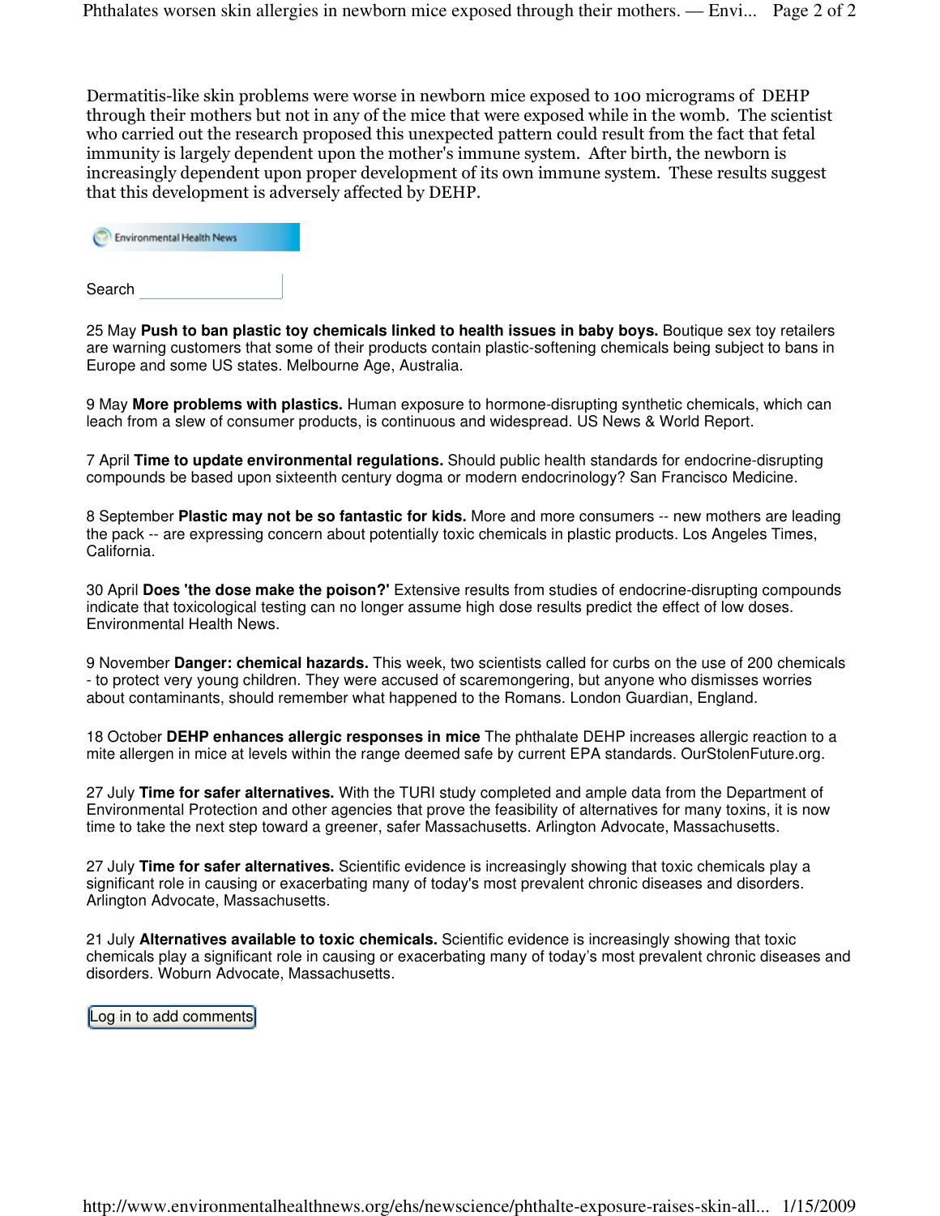Dermatitis-like skin problems were worse in newborn mice exposed to 100 micrograms of DEHP through their mothers but not in any of the mice that were exposed while in the womb. The scientist who carried out the research proposed this unexpected pattern could result from the fact that fetal immunity is largely dependent upon the mother's immune system. After birth, the newborn is increasingly dependent upon proper development of its own immune system. These results suggest that this development is adversely affected by DEHP.

Environmental Health News

Search

25 May **Push to ban plastic toy chemicals linked to health issues in baby boys.** Boutique sex toy retailers are warning customers that some of their products contain plastic-softening chemicals being subject to bans in Europe and some US states. Melbourne Age, Australia.

9 May **More problems with plastics.** Human exposure to hormone-disrupting synthetic chemicals, which can leach from a slew of consumer products, is continuous and widespread. US News & World Report.

7 April **Time to update environmental regulations.** Should public health standards for endocrine-disrupting compounds be based upon sixteenth century dogma or modern endocrinology? San Francisco Medicine.

8 September **Plastic may not be so fantastic for kids.** More and more consumers -- new mothers are leading the pack -- are expressing concern about potentially toxic chemicals in plastic products. Los Angeles Times, California.

30 April **Does 'the dose make the poison?'** Extensive results from studies of endocrine-disrupting compounds indicate that toxicological testing can no longer assume high dose results predict the effect of low doses. Environmental Health News.

9 November **Danger: chemical hazards.** This week, two scientists called for curbs on the use of 200 chemicals - to protect very young children. They were accused of scaremongering, but anyone who dismisses worries about contaminants, should remember what happened to the Romans. London Guardian, England.

18 October **DEHP enhances allergic responses in mice** The phthalate DEHP increases allergic reaction to a mite allergen in mice at levels within the range deemed safe by current EPA standards. OurStolenFuture.org.

27 July **Time for safer alternatives.** With the TURI study completed and ample data from the Department of Environmental Protection and other agencies that prove the feasibility of alternatives for many toxins, it is now time to take the next step toward a greener, safer Massachusetts. Arlington Advocate, Massachusetts.

27 July **Time for safer alternatives.** Scientific evidence is increasingly showing that toxic chemicals play a significant role in causing or exacerbating many of today's most prevalent chronic diseases and disorders. Arlington Advocate, Massachusetts.

21 July **Alternatives available to toxic chemicals.** Scientific evidence is increasingly showing that toxic chemicals play a significant role in causing or exacerbating many of today's most prevalent chronic diseases and disorders. Woburn Advocate, Massachusetts.

Log in to add comments